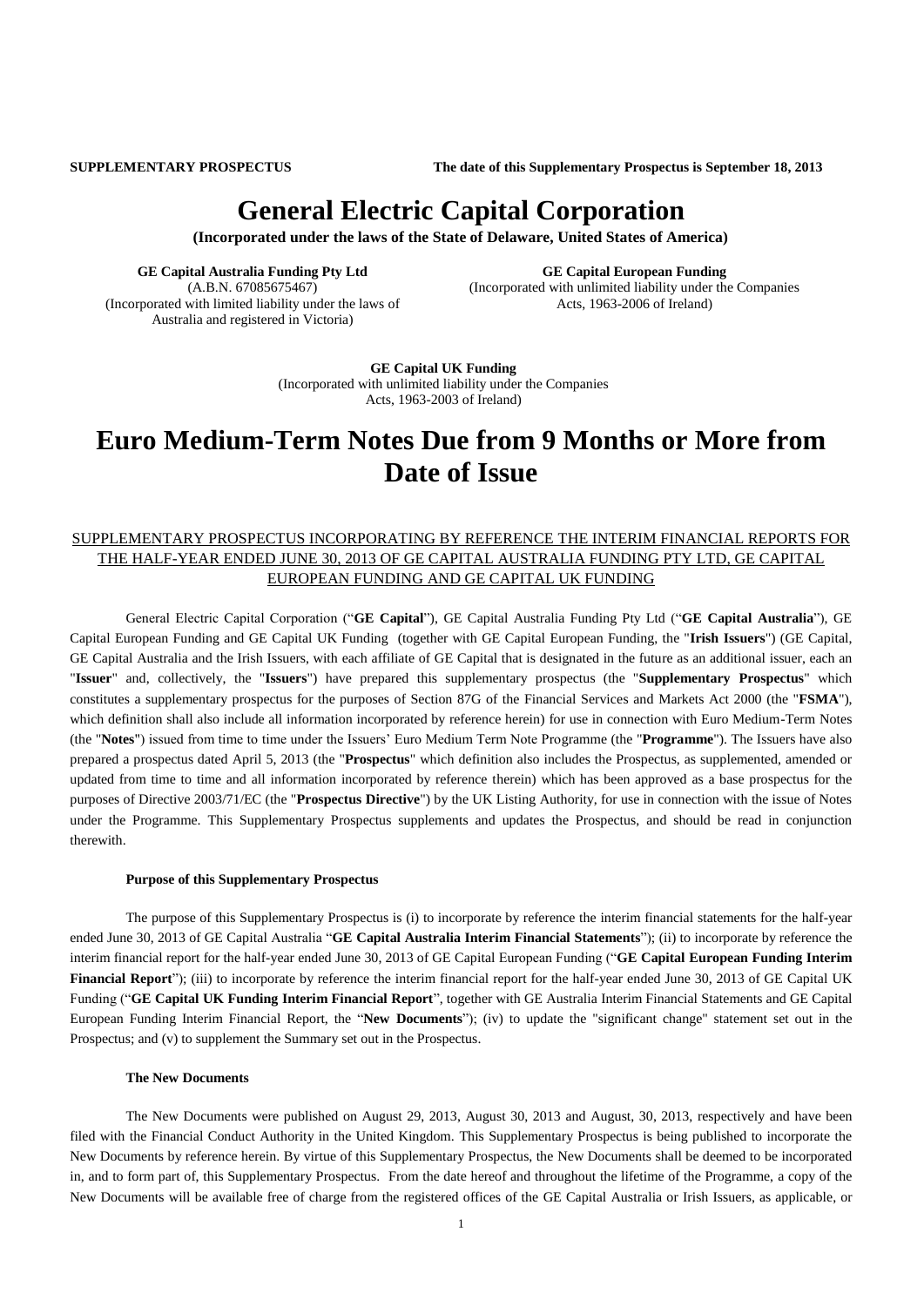**SUPPLEMENTARY PROSPECTUS** **The date of this Supplementary Prospectus is September 18, 2013**

# General Electric Capital Corporation

**(Incorporated under the laws of the State of Delaware, United States of America)**

**GE Capital Australia Funding Pty Ltd**
(A.B.N. 67085675467)
(Incorporated with limited liability under the laws of Australia and registered in Victoria)

**GE Capital European Funding**
(Incorporated with unlimited liability under the Companies Acts, 1963-2006 of Ireland)

**GE Capital UK Funding**
(Incorporated with unlimited liability under the Companies Acts, 1963-2003 of Ireland)

# Euro Medium-Term Notes Due from 9 Months or More from Date of Issue

SUPPLEMENTARY PROSPECTUS INCORPORATING BY REFERENCE THE INTERIM FINANCIAL REPORTS FOR THE HALF-YEAR ENDED JUNE 30, 2013 OF GE CAPITAL AUSTRALIA FUNDING PTY LTD, GE CAPITAL EUROPEAN FUNDING AND GE CAPITAL UK FUNDING

General Electric Capital Corporation ("**GE Capital**"), GE Capital Australia Funding Pty Ltd ("**GE Capital Australia**"), GE Capital European Funding and GE Capital UK Funding (together with GE Capital European Funding, the "**Irish Issuers**") (GE Capital, GE Capital Australia and the Irish Issuers, with each affiliate of GE Capital that is designated in the future as an additional issuer, each an "**Issuer**" and, collectively, the "**Issuers**") have prepared this supplementary prospectus (the "**Supplementary Prospectus**" which constitutes a supplementary prospectus for the purposes of Section 87G of the Financial Services and Markets Act 2000 (the "**FSMA**"), which definition shall also include all information incorporated by reference herein) for use in connection with Euro Medium-Term Notes (the "**Notes**") issued from time to time under the Issuers' Euro Medium Term Note Programme (the "**Programme**"). The Issuers have also prepared a prospectus dated April 5, 2013 (the "**Prospectus**" which definition also includes the Prospectus, as supplemented, amended or updated from time to time and all information incorporated by reference therein) which has been approved as a base prospectus for the purposes of Directive 2003/71/EC (the "**Prospectus Directive**") by the UK Listing Authority, for use in connection with the issue of Notes under the Programme. This Supplementary Prospectus supplements and updates the Prospectus, and should be read in conjunction therewith.

**Purpose of this Supplementary Prospectus**

The purpose of this Supplementary Prospectus is (i) to incorporate by reference the interim financial statements for the half-year ended June 30, 2013 of GE Capital Australia "**GE Capital Australia Interim Financial Statements**"); (ii) to incorporate by reference the interim financial report for the half-year ended June 30, 2013 of GE Capital European Funding ("**GE Capital European Funding Interim Financial Report**"); (iii) to incorporate by reference the interim financial report for the half-year ended June 30, 2013 of GE Capital UK Funding ("**GE Capital UK Funding Interim Financial Report**", together with GE Australia Interim Financial Statements and GE Capital European Funding Interim Financial Report, the "**New Documents**"); (iv) to update the "significant change" statement set out in the Prospectus; and (v) to supplement the Summary set out in the Prospectus.

**The New Documents**

The New Documents were published on August 29, 2013, August 30, 2013 and August, 30, 2013, respectively and have been filed with the Financial Conduct Authority in the United Kingdom. This Supplementary Prospectus is being published to incorporate the New Documents by reference herein. By virtue of this Supplementary Prospectus, the New Documents shall be deemed to be incorporated in, and to form part of, this Supplementary Prospectus. From the date hereof and throughout the lifetime of the Programme, a copy of the New Documents will be available free of charge from the registered offices of the GE Capital Australia or Irish Issuers, as applicable, or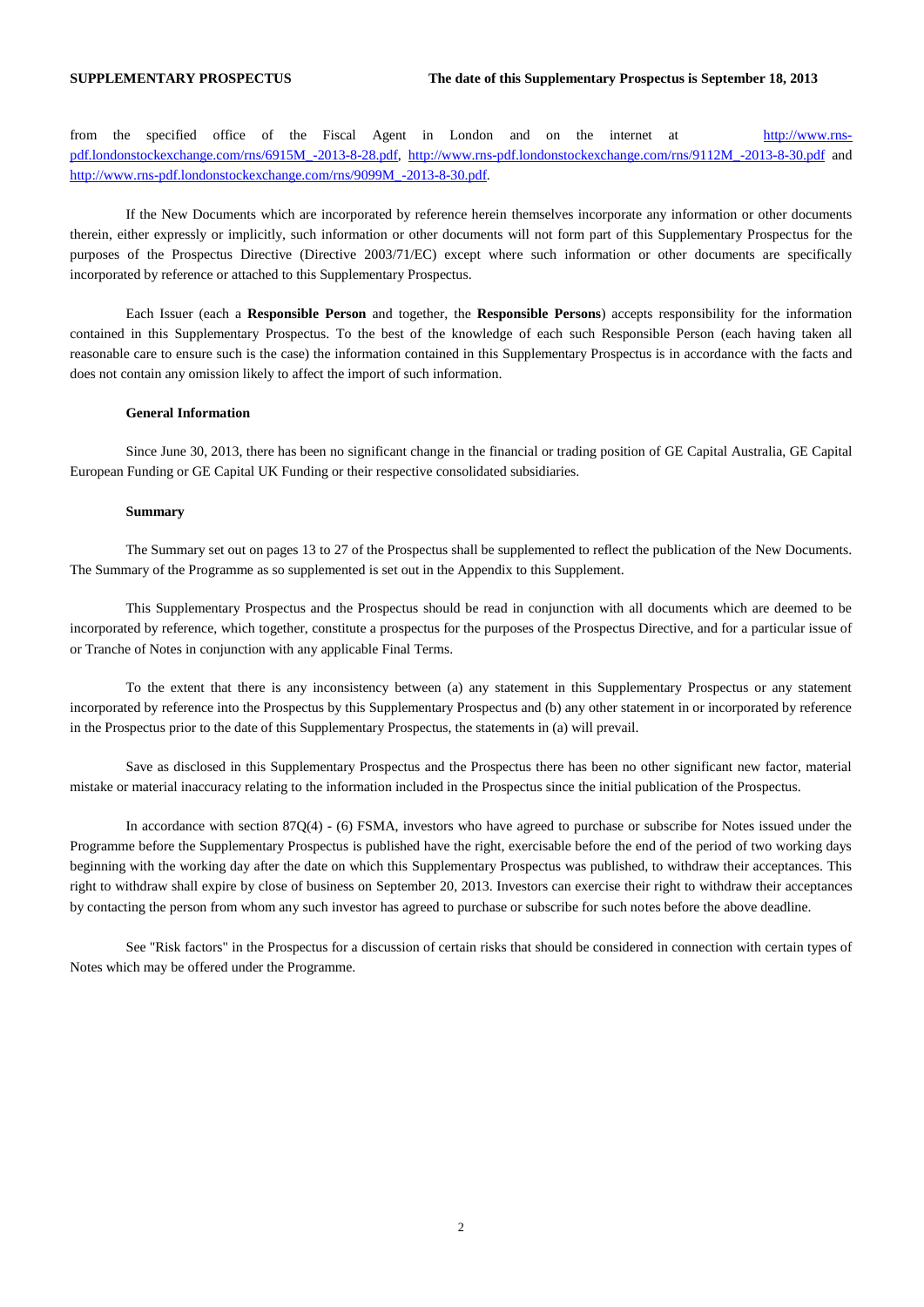from the specified office of the Fiscal Agent in London and on the internet at http://www.rns-pdf.londonstockexchange.com/rns/6915M_-2013-8-28.pdf, http://www.rns-pdf.londonstockexchange.com/rns/9112M_-2013-8-30.pdf and http://www.rns-pdf.londonstockexchange.com/rns/9099M_-2013-8-30.pdf.

If the New Documents which are incorporated by reference herein themselves incorporate any information or other documents therein, either expressly or implicitly, such information or other documents will not form part of this Supplementary Prospectus for the purposes of the Prospectus Directive (Directive 2003/71/EC) except where such information or other documents are specifically incorporated by reference or attached to this Supplementary Prospectus.

Each Issuer (each a **Responsible Person** and together, the **Responsible Persons**) accepts responsibility for the information contained in this Supplementary Prospectus. To the best of the knowledge of each such Responsible Person (each having taken all reasonable care to ensure such is the case) the information contained in this Supplementary Prospectus is in accordance with the facts and does not contain any omission likely to affect the import of such information.

**General Information**

Since June 30, 2013, there has been no significant change in the financial or trading position of GE Capital Australia, GE Capital European Funding or GE Capital UK Funding or their respective consolidated subsidiaries.

**Summary**

The Summary set out on pages 13 to 27 of the Prospectus shall be supplemented to reflect the publication of the New Documents. The Summary of the Programme as so supplemented is set out in the Appendix to this Supplement.

This Supplementary Prospectus and the Prospectus should be read in conjunction with all documents which are deemed to be incorporated by reference, which together, constitute a prospectus for the purposes of the Prospectus Directive, and for a particular issue of or Tranche of Notes in conjunction with any applicable Final Terms.

To the extent that there is any inconsistency between (a) any statement in this Supplementary Prospectus or any statement incorporated by reference into the Prospectus by this Supplementary Prospectus and (b) any other statement in or incorporated by reference in the Prospectus prior to the date of this Supplementary Prospectus, the statements in (a) will prevail.

Save as disclosed in this Supplementary Prospectus and the Prospectus there has been no other significant new factor, material mistake or material inaccuracy relating to the information included in the Prospectus since the initial publication of the Prospectus.

In accordance with section 87Q(4) - (6) FSMA, investors who have agreed to purchase or subscribe for Notes issued under the Programme before the Supplementary Prospectus is published have the right, exercisable before the end of the period of two working days beginning with the working day after the date on which this Supplementary Prospectus was published, to withdraw their acceptances. This right to withdraw shall expire by close of business on September 20, 2013. Investors can exercise their right to withdraw their acceptances by contacting the person from whom any such investor has agreed to purchase or subscribe for such notes before the above deadline.

See "Risk factors" in the Prospectus for a discussion of certain risks that should be considered in connection with certain types of Notes which may be offered under the Programme.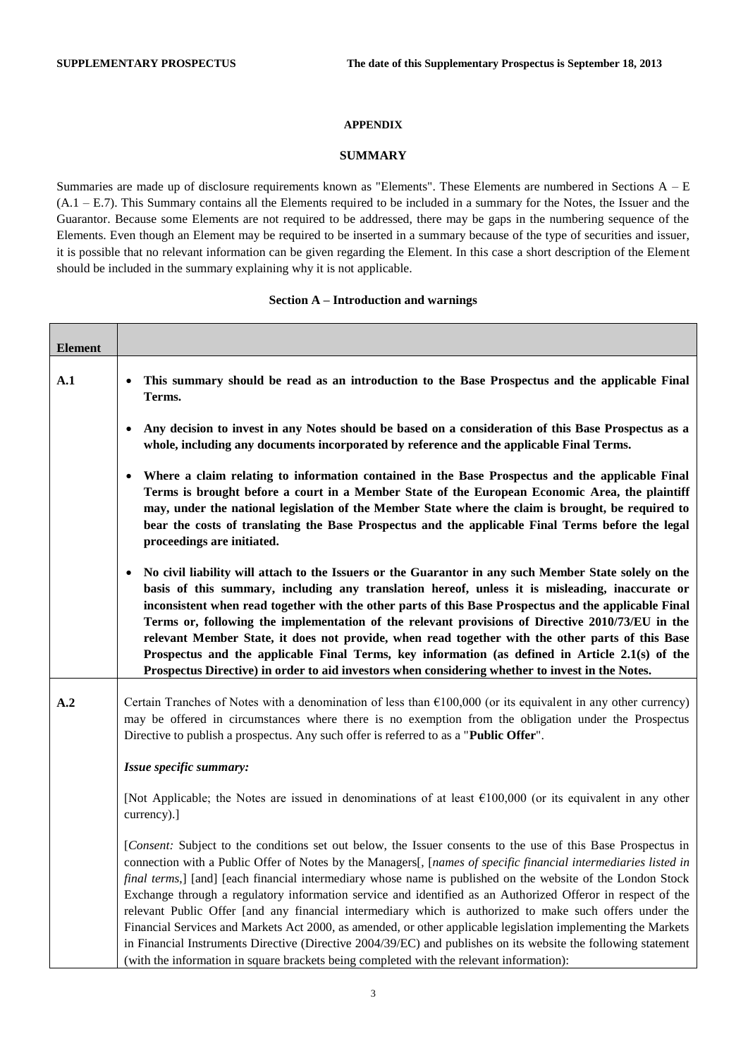**APPENDIX**

**SUMMARY**

Summaries are made up of disclosure requirements known as "Elements". These Elements are numbered in Sections A – E (A.1 – E.7). This Summary contains all the Elements required to be included in a summary for the Notes, the Issuer and the Guarantor. Because some Elements are not required to be addressed, there may be gaps in the numbering sequence of the Elements. Even though an Element may be required to be inserted in a summary because of the type of securities and issuer, it is possible that no relevant information can be given regarding the Element. In this case a short description of the Element should be included in the summary explaining why it is not applicable.

**Section A – Introduction and warnings**

| **Element** | |
|---|---|
| **A.1** | • **This summary should be read as an introduction to the Base Prospectus and the applicable Final Terms.**<br><br>• **Any decision to invest in any Notes should be based on a consideration of this Base Prospectus as a whole, including any documents incorporated by reference and the applicable Final Terms.**<br><br>• **Where a claim relating to information contained in the Base Prospectus and the applicable Final Terms is brought before a court in a Member State of the European Economic Area, the plaintiff may, under the national legislation of the Member State where the claim is brought, be required to bear the costs of translating the Base Prospectus and the applicable Final Terms before the legal proceedings are initiated.**<br><br>• **No civil liability will attach to the Issuers or the Guarantor in any such Member State solely on the basis of this summary, including any translation hereof, unless it is misleading, inaccurate or inconsistent when read together with the other parts of this Base Prospectus and the applicable Final Terms or, following the implementation of the relevant provisions of Directive 2010/73/EU in the relevant Member State, it does not provide, when read together with the other parts of this Base Prospectus and the applicable Final Terms, key information (as defined in Article 2.1(s) of the Prospectus Directive) in order to aid investors when considering whether to invest in the Notes.** |
| **A.2** | Certain Tranches of Notes with a denomination of less than €100,000 (or its equivalent in any other currency) may be offered in circumstances where there is no exemption from the obligation under the Prospectus Directive to publish a prospectus. Any such offer is referred to as a "**Public Offer**".<br><br>***Issue specific summary:***<br><br>[Not Applicable; the Notes are issued in denominations of at least €100,000 (or its equivalent in any other currency).]<br><br>[*Consent:* Subject to the conditions set out below, the Issuer consents to the use of this Base Prospectus in connection with a Public Offer of Notes by the Managers[, [*names of specific financial intermediaries listed in final terms*,] [and] [each financial intermediary whose name is published on the website of the London Stock Exchange through a regulatory information service and identified as an Authorized Offeror in respect of the relevant Public Offer [and any financial intermediary which is authorized to make such offers under the Financial Services and Markets Act 2000, as amended, or other applicable legislation implementing the Markets in Financial Instruments Directive (Directive 2004/39/EC) and publishes on its website the following statement (with the information in square brackets being completed with the relevant information): |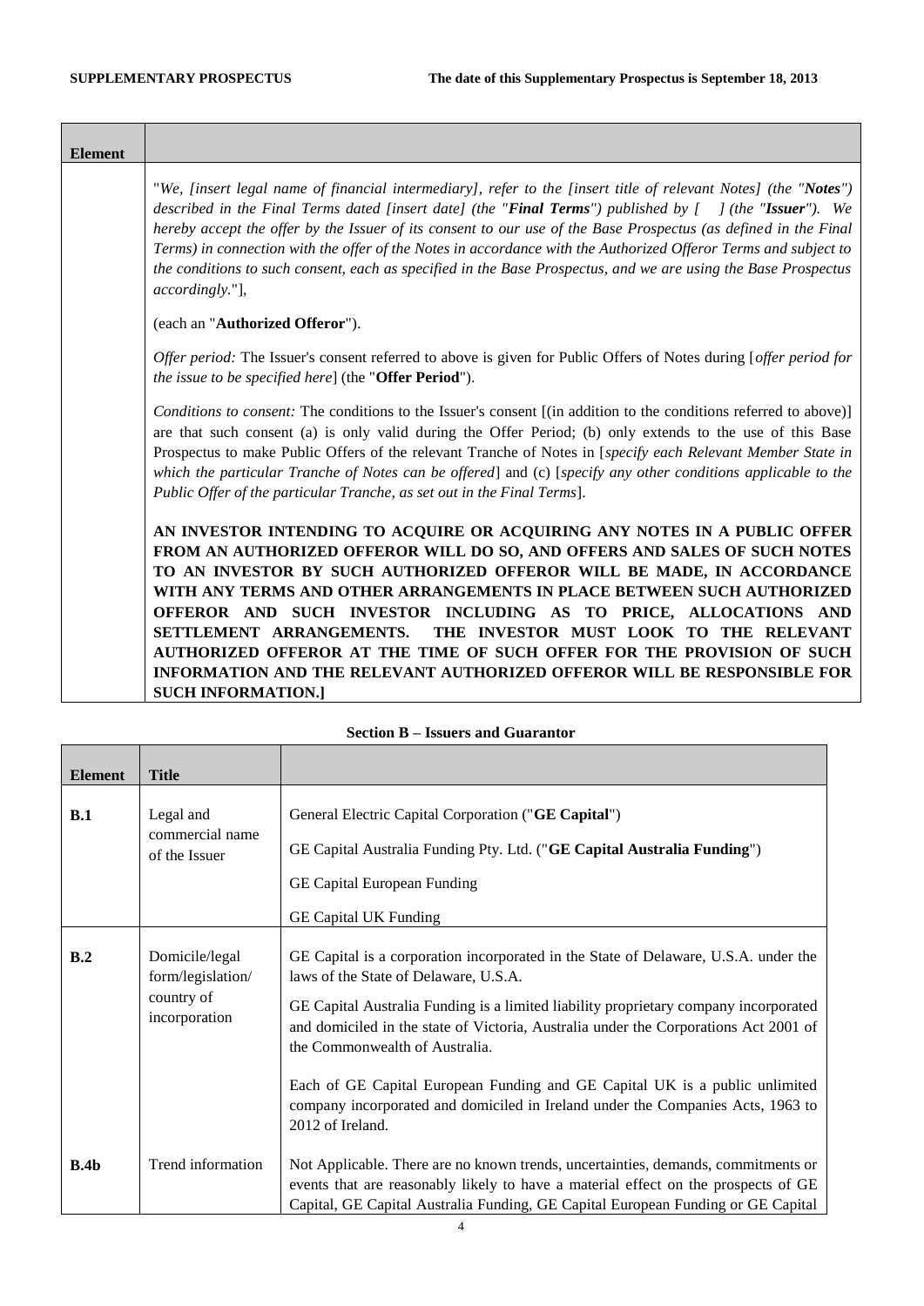| Element | |
|---|---|
| | "*We, [insert legal name of financial intermediary], refer to the [insert title of relevant Notes] (the "**Notes**") described in the Final Terms dated [insert date] (the "**Final Terms**") published by [ ] (the "**Issuer**"). We hereby accept the offer by the Issuer of its consent to our use of the Base Prospectus (as defined in the Final Terms) in connection with the offer of the Notes in accordance with the Authorized Offeror Terms and subject to the conditions to such consent, each as specified in the Base Prospectus, and we are using the Base Prospectus accordingly.*"],<br><br>(each an "**Authorized Offeror**").<br><br>*Offer period:* The Issuer's consent referred to above is given for Public Offers of Notes during [*offer period for the issue to be specified here*] (the "**Offer Period**").<br><br>*Conditions to consent:* The conditions to the Issuer's consent [(in addition to the conditions referred to above)] are that such consent (a) is only valid during the Offer Period; (b) only extends to the use of this Base Prospectus to make Public Offers of the relevant Tranche of Notes in [*specify each Relevant Member State in which the particular Tranche of Notes can be offered*] and (c) [*specify any other conditions applicable to the Public Offer of the particular Tranche, as set out in the Final Terms*].<br><br>**AN INVESTOR INTENDING TO ACQUIRE OR ACQUIRING ANY NOTES IN A PUBLIC OFFER FROM AN AUTHORIZED OFFEROR WILL DO SO, AND OFFERS AND SALES OF SUCH NOTES TO AN INVESTOR BY SUCH AUTHORIZED OFFEROR WILL BE MADE, IN ACCORDANCE WITH ANY TERMS AND OTHER ARRANGEMENTS IN PLACE BETWEEN SUCH AUTHORIZED OFFEROR AND SUCH INVESTOR INCLUDING AS TO PRICE, ALLOCATIONS AND SETTLEMENT ARRANGEMENTS. THE INVESTOR MUST LOOK TO THE RELEVANT AUTHORIZED OFFEROR AT THE TIME OF SUCH OFFER FOR THE PROVISION OF SUCH INFORMATION AND THE RELEVANT AUTHORIZED OFFEROR WILL BE RESPONSIBLE FOR SUCH INFORMATION.]** |

**Section B – Issuers and Guarantor**

| Element | Title | |
|---|---|---|
| **B.1** | Legal and commercial name of the Issuer | General Electric Capital Corporation ("**GE Capital**")<br><br>GE Capital Australia Funding Pty. Ltd. ("**GE Capital Australia Funding**")<br><br>GE Capital European Funding<br><br>GE Capital UK Funding |
| **B.2** | Domicile/legal form/legislation/ country of incorporation | GE Capital is a corporation incorporated in the State of Delaware, U.S.A. under the laws of the State of Delaware, U.S.A.<br><br>GE Capital Australia Funding is a limited liability proprietary company incorporated and domiciled in the state of Victoria, Australia under the Corporations Act 2001 of the Commonwealth of Australia.<br><br>Each of GE Capital European Funding and GE Capital UK is a public unlimited company incorporated and domiciled in Ireland under the Companies Acts, 1963 to 2012 of Ireland. |
| **B.4b** | Trend information | Not Applicable. There are no known trends, uncertainties, demands, commitments or events that are reasonably likely to have a material effect on the prospects of GE Capital, GE Capital Australia Funding, GE Capital European Funding or GE Capital |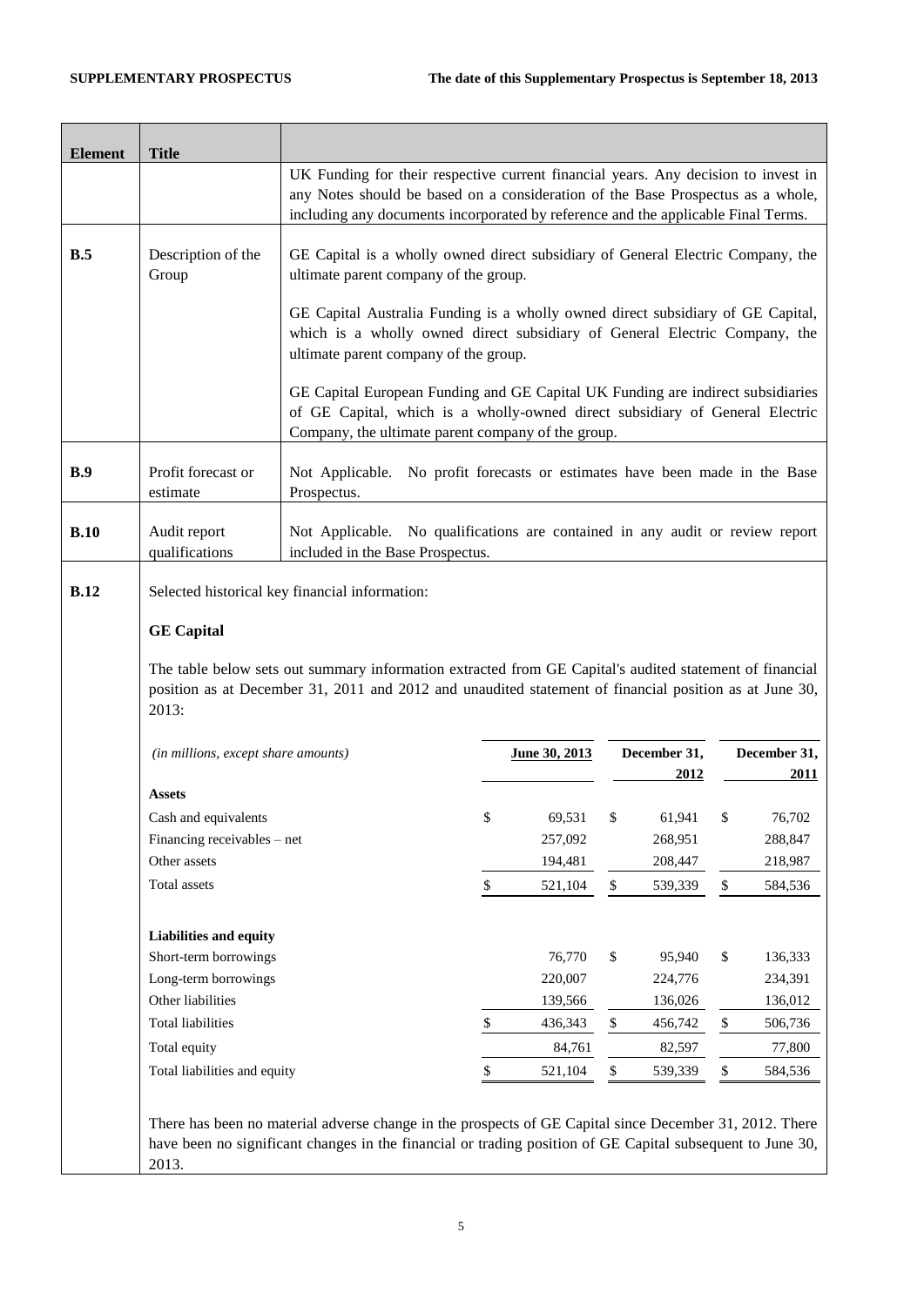| Element | Title | |
|---|---|---|
| | | UK Funding for their respective current financial years. Any decision to invest in any Notes should be based on a consideration of the Base Prospectus as a whole, including any documents incorporated by reference and the applicable Final Terms. |
| **B.5** | Description of the Group | GE Capital is a wholly owned direct subsidiary of General Electric Company, the ultimate parent company of the group.<br><br>GE Capital Australia Funding is a wholly owned direct subsidiary of GE Capital, which is a wholly owned direct subsidiary of General Electric Company, the ultimate parent company of the group.<br><br>GE Capital European Funding and GE Capital UK Funding are indirect subsidiaries of GE Capital, which is a wholly-owned direct subsidiary of General Electric Company, the ultimate parent company of the group. |
| **B.9** | Profit forecast or estimate | Not Applicable. No profit forecasts or estimates have been made in the Base Prospectus. |
| **B.10** | Audit report qualifications | Not Applicable. No qualifications are contained in any audit or review report included in the Base Prospectus. |
| **B.12** | Selected historical key financial information: | |

**GE Capital**

The table below sets out summary information extracted from GE Capital's audited statement of financial position as at December 31, 2011 and 2012 and unaudited statement of financial position as at June 30, 2013:

| *(in millions, except share amounts)* | June 30, 2013 | December 31, 2012 | December 31, 2011 |
|---|---|---|---|
| **Assets** | | | |
| Cash and equivalents | $ 69,531 | $ 61,941 | $ 76,702 |
| Financing receivables – net | 257,092 | 268,951 | 288,847 |
| Other assets | 194,481 | 208,447 | 218,987 |
| Total assets | $ 521,104 | $ 539,339 | $ 584,536 |
| **Liabilities and equity** | | | |
| Short-term borrowings | 76,770 | $ 95,940 | $ 136,333 |
| Long-term borrowings | 220,007 | 224,776 | 234,391 |
| Other liabilities | 139,566 | 136,026 | 136,012 |
| Total liabilities | $ 436,343 | $ 456,742 | $ 506,736 |
| Total equity | 84,761 | 82,597 | 77,800 |
| Total liabilities and equity | $ 521,104 | $ 539,339 | $ 584,536 |

There has been no material adverse change in the prospects of GE Capital since December 31, 2012. There have been no significant changes in the financial or trading position of GE Capital subsequent to June 30, 2013.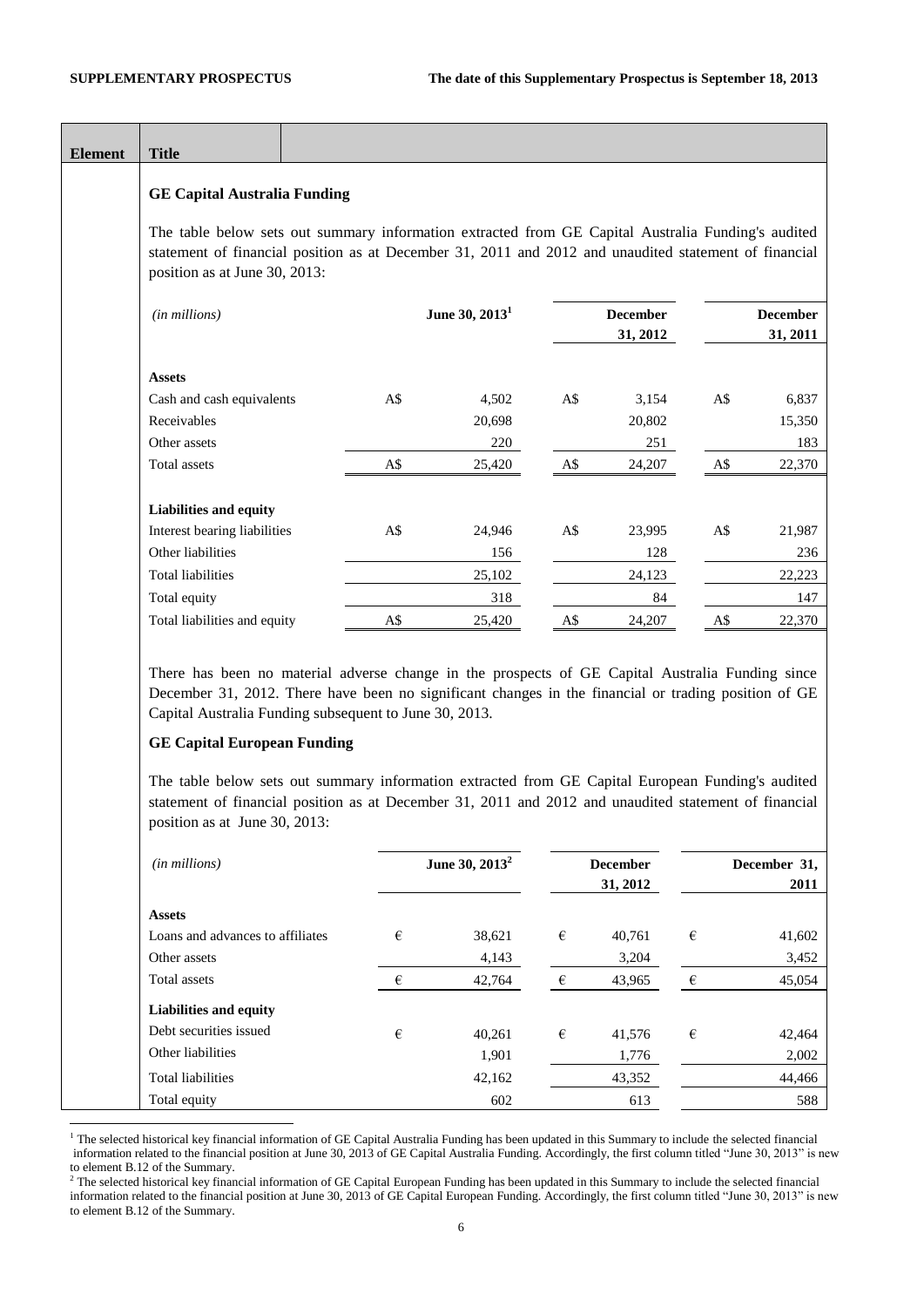| Element | Title | |
|---|---|---|

**GE Capital Australia Funding**

The table below sets out summary information extracted from GE Capital Australia Funding's audited statement of financial position as at December 31, 2011 and 2012 and unaudited statement of financial position as at June 30, 2013:

| *(in millions)* | June 30, 2013[1] | December 31, 2012 | December 31, 2011 |
|---|---|---|---|
| **Assets** | | | |
| Cash and cash equivalents | A$ 4,502 | A$ 3,154 | A$ 6,837 |
| Receivables | 20,698 | 20,802 | 15,350 |
| Other assets | 220 | 251 | 183 |
| Total assets | A$ 25,420 | A$ 24,207 | A$ 22,370 |
| **Liabilities and equity** | | | |
| Interest bearing liabilities | A$ 24,946 | A$ 23,995 | A$ 21,987 |
| Other liabilities | 156 | 128 | 236 |
| Total liabilities | 25,102 | 24,123 | 22,223 |
| Total equity | 318 | 84 | 147 |
| Total liabilities and equity | A$ 25,420 | A$ 24,207 | A$ 22,370 |

There has been no material adverse change in the prospects of GE Capital Australia Funding since December 31, 2012. There have been no significant changes in the financial or trading position of GE Capital Australia Funding subsequent to June 30, 2013.

**GE Capital European Funding**

The table below sets out summary information extracted from GE Capital European Funding's audited statement of financial position as at December 31, 2011 and 2012 and unaudited statement of financial position as at June 30, 2013:

| *(in millions)* | June 30, 2013[2] | December 31, 2012 | December 31, 2011 |
|---|---|---|---|
| **Assets** | | | |
| Loans and advances to affiliates | € 38,621 | € 40,761 | € 41,602 |
| Other assets | 4,143 | 3,204 | 3,452 |
| Total assets | € 42,764 | € 43,965 | € 45,054 |
| **Liabilities and equity** | | | |
| Debt securities issued | € 40,261 | € 41,576 | € 42,464 |
| Other liabilities | 1,901 | 1,776 | 2,002 |
| Total liabilities | 42,162 | 43,352 | 44,466 |
| Total equity | 602 | 613 | 588 |

[1] The selected historical key financial information of GE Capital Australia Funding has been updated in this Summary to include the selected financial information related to the financial position at June 30, 2013 of GE Capital Australia Funding. Accordingly, the first column titled "June 30, 2013" is new to element B.12 of the Summary.

[2] The selected historical key financial information of GE Capital European Funding has been updated in this Summary to include the selected financial information related to the financial position at June 30, 2013 of GE Capital European Funding. Accordingly, the first column titled "June 30, 2013" is new to element B.12 of the Summary.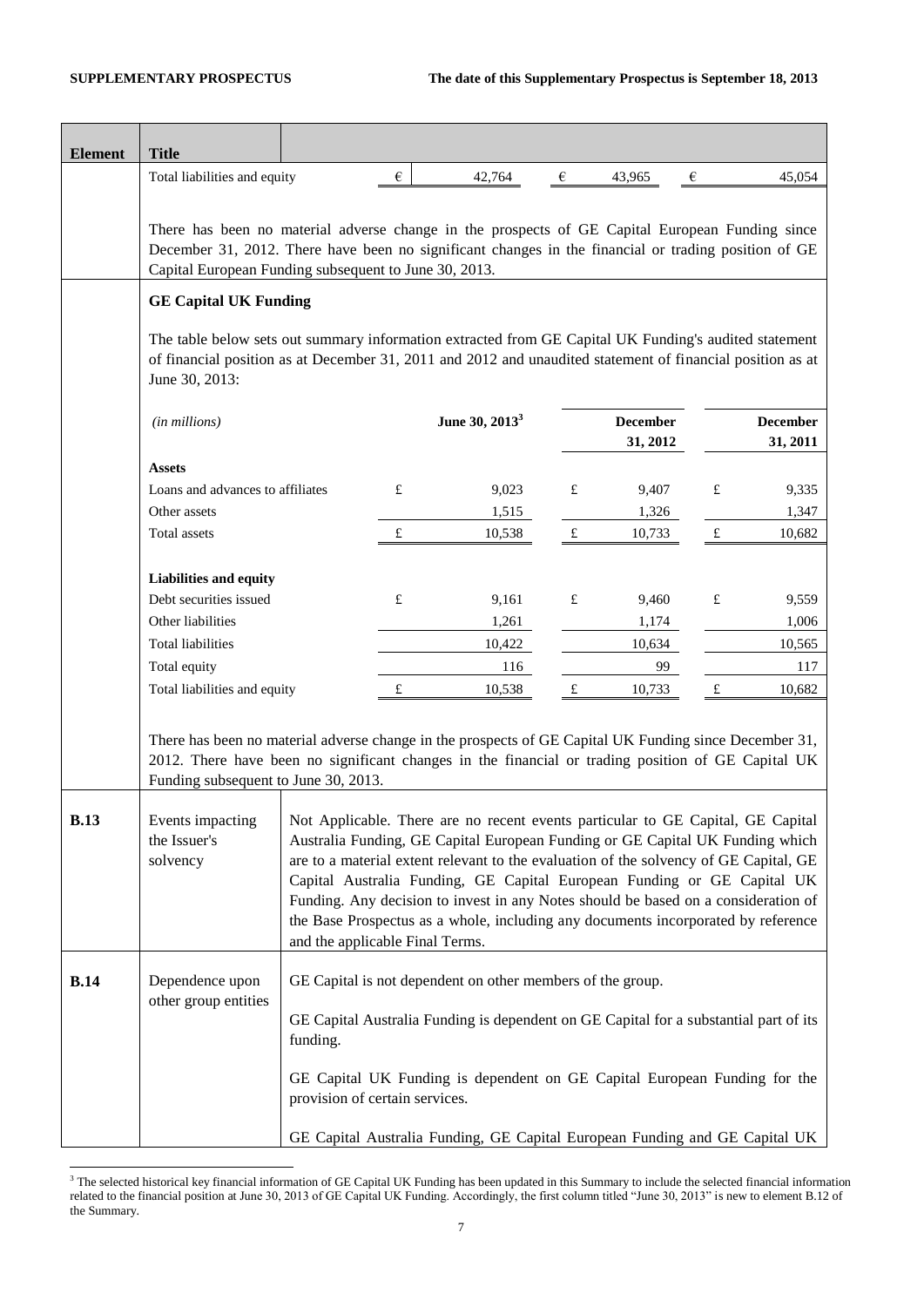| Element | Title | | | | | | |
|---|---|---|---|---|---|---|---|
| | Total liabilities and equity | € | 42,764 | € | 43,965 | € | 45,054 |

There has been no material adverse change in the prospects of GE Capital European Funding since December 31, 2012. There have been no significant changes in the financial or trading position of GE Capital European Funding subsequent to June 30, 2013.

**GE Capital UK Funding**

The table below sets out summary information extracted from GE Capital UK Funding's audited statement of financial position as at December 31, 2011 and 2012 and unaudited statement of financial position as at June 30, 2013:

| *(in millions)* | | June 30, 2013[3] | | December 31, 2012 | | December 31, 2011 |
|---|---|---|---|---|---|---|
| **Assets** | | | | | | |
| Loans and advances to affiliates | £ | 9,023 | £ | 9,407 | £ | 9,335 |
| Other assets | | 1,515 | | 1,326 | | 1,347 |
| Total assets | £ | 10,538 | £ | 10,733 | £ | 10,682 |
| **Liabilities and equity** | | | | | | |
| Debt securities issued | £ | 9,161 | £ | 9,460 | £ | 9,559 |
| Other liabilities | | 1,261 | | 1,174 | | 1,006 |
| Total liabilities | | 10,422 | | 10,634 | | 10,565 |
| Total equity | | 116 | | 99 | | 117 |
| Total liabilities and equity | £ | 10,538 | £ | 10,733 | £ | 10,682 |

There has been no material adverse change in the prospects of GE Capital UK Funding since December 31, 2012. There have been no significant changes in the financial or trading position of GE Capital UK Funding subsequent to June 30, 2013.

| Element | Title | |
|---|---|---|
| **B.13** | Events impacting the Issuer's solvency | Not Applicable. There are no recent events particular to GE Capital, GE Capital Australia Funding, GE Capital European Funding or GE Capital UK Funding which are to a material extent relevant to the evaluation of the solvency of GE Capital, GE Capital Australia Funding, GE Capital European Funding or GE Capital UK Funding. Any decision to invest in any Notes should be based on a consideration of the Base Prospectus as a whole, including any documents incorporated by reference and the applicable Final Terms. |
| **B.14** | Dependence upon other group entities | GE Capital is not dependent on other members of the group.<br><br>GE Capital Australia Funding is dependent on GE Capital for a substantial part of its funding.<br><br>GE Capital UK Funding is dependent on GE Capital European Funding for the provision of certain services.<br><br>GE Capital Australia Funding, GE Capital European Funding and GE Capital UK |

[3] The selected historical key financial information of GE Capital UK Funding has been updated in this Summary to include the selected financial information related to the financial position at June 30, 2013 of GE Capital UK Funding. Accordingly, the first column titled "June 30, 2013" is new to element B.12 of the Summary.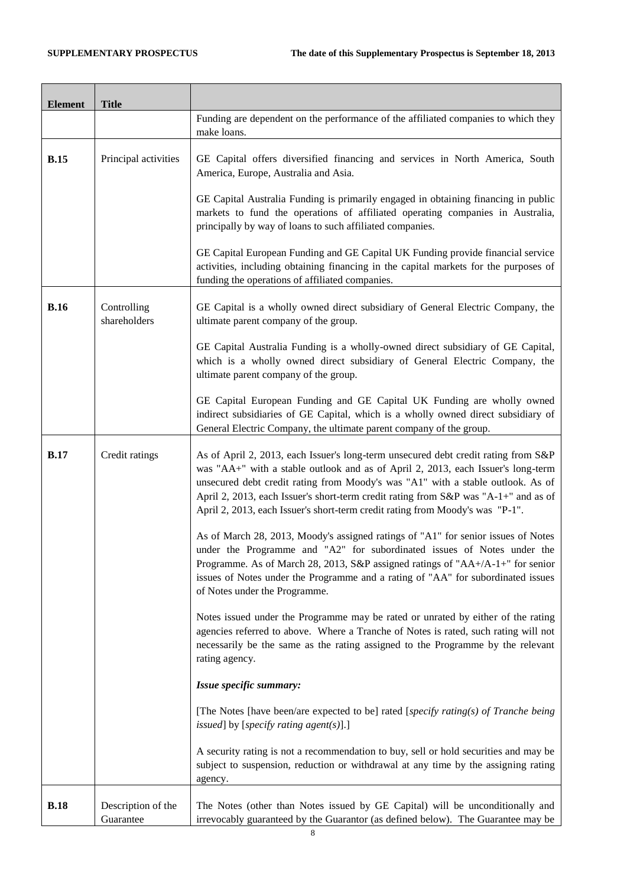| Element | Title | |
|---|---|---|
| | | Funding are dependent on the performance of the affiliated companies to which they make loans. |
| **B.15** | Principal activities | GE Capital offers diversified financing and services in North America, South America, Europe, Australia and Asia.<br><br>GE Capital Australia Funding is primarily engaged in obtaining financing in public markets to fund the operations of affiliated operating companies in Australia, principally by way of loans to such affiliated companies.<br><br>GE Capital European Funding and GE Capital UK Funding provide financial service activities, including obtaining financing in the capital markets for the purposes of funding the operations of affiliated companies. |
| **B.16** | Controlling shareholders | GE Capital is a wholly owned direct subsidiary of General Electric Company, the ultimate parent company of the group.<br><br>GE Capital Australia Funding is a wholly-owned direct subsidiary of GE Capital, which is a wholly owned direct subsidiary of General Electric Company, the ultimate parent company of the group.<br><br>GE Capital European Funding and GE Capital UK Funding are wholly owned indirect subsidiaries of GE Capital, which is a wholly owned direct subsidiary of General Electric Company, the ultimate parent company of the group. |
| **B.17** | Credit ratings | As of April 2, 2013, each Issuer's long-term unsecured debt credit rating from S&P was "AA+" with a stable outlook and as of April 2, 2013, each Issuer's long-term unsecured debt credit rating from Moody's was "A1" with a stable outlook. As of April 2, 2013, each Issuer's short-term credit rating from S&P was "A-1+" and as of April 2, 2013, each Issuer's short-term credit rating from Moody's was "P-1".<br><br>As of March 28, 2013, Moody's assigned ratings of "A1" for senior issues of Notes under the Programme and "A2" for subordinated issues of Notes under the Programme. As of March 28, 2013, S&P assigned ratings of "AA+/A-1+" for senior issues of Notes under the Programme and a rating of "AA" for subordinated issues of Notes under the Programme.<br><br>Notes issued under the Programme may be rated or unrated by either of the rating agencies referred to above. Where a Tranche of Notes is rated, such rating will not necessarily be the same as the rating assigned to the Programme by the relevant rating agency.<br><br>***Issue specific summary:***<br><br>[The Notes [have been/are expected to be] rated [*specify rating(s) of Tranche being issued*] by [*specify rating agent(s)*].]<br><br>A security rating is not a recommendation to buy, sell or hold securities and may be subject to suspension, reduction or withdrawal at any time by the assigning rating agency. |
| **B.18** | Description of the Guarantee | The Notes (other than Notes issued by GE Capital) will be unconditionally and irrevocably guaranteed by the Guarantor (as defined below). The Guarantee may be |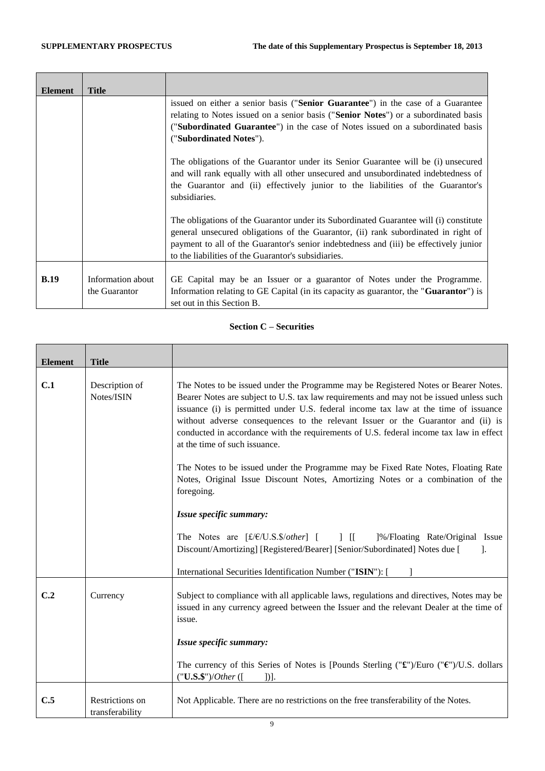| Element | Title | |
|---|---|---|
| | | issued on either a senior basis ("**Senior Guarantee**") in the case of a Guarantee relating to Notes issued on a senior basis ("**Senior Notes**") or a subordinated basis ("**Subordinated Guarantee**") in the case of Notes issued on a subordinated basis ("**Subordinated Notes**").<br><br>The obligations of the Guarantor under its Senior Guarantee will be (i) unsecured and will rank equally with all other unsecured and unsubordinated indebtedness of the Guarantor and (ii) effectively junior to the liabilities of the Guarantor's subsidiaries.<br><br>The obligations of the Guarantor under its Subordinated Guarantee will (i) constitute general unsecured obligations of the Guarantor, (ii) rank subordinated in right of payment to all of the Guarantor's senior indebtedness and (iii) be effectively junior to the liabilities of the Guarantor's subsidiaries. |
| **B.19** | Information about the Guarantor | GE Capital may be an Issuer or a guarantor of Notes under the Programme. Information relating to GE Capital (in its capacity as guarantor, the "**Guarantor**") is set out in this Section B. |

**Section C – Securities**

| Element | Title | |
|---|---|---|
| **C.1** | Description of Notes/ISIN | The Notes to be issued under the Programme may be Registered Notes or Bearer Notes. Bearer Notes are subject to U.S. tax law requirements and may not be issued unless such issuance (i) is permitted under U.S. federal income tax law at the time of issuance without adverse consequences to the relevant Issuer or the Guarantor and (ii) is conducted in accordance with the requirements of U.S. federal income tax law in effect at the time of such issuance.<br><br>The Notes to be issued under the Programme may be Fixed Rate Notes, Floating Rate Notes, Original Issue Discount Notes, Amortizing Notes or a combination of the foregoing.<br><br>***Issue specific summary:***<br><br>The Notes are [£/€/U.S.$/*other*] [ ] [[ ]%/Floating Rate/Original Issue Discount/Amortizing] [Registered/Bearer] [Senior/Subordinated] Notes due [ ].<br><br>International Securities Identification Number ("**ISIN**"): [ ] |
| **C.2** | Currency | Subject to compliance with all applicable laws, regulations and directives, Notes may be issued in any currency agreed between the Issuer and the relevant Dealer at the time of issue.<br><br>***Issue specific summary:***<br><br>The currency of this Series of Notes is [Pounds Sterling ("**£**")/Euro ("**€**")/U.S. dollars ("**U.S.$**")/*Other* ([ ])]. |
| **C.5** | Restrictions on transferability | Not Applicable. There are no restrictions on the free transferability of the Notes. |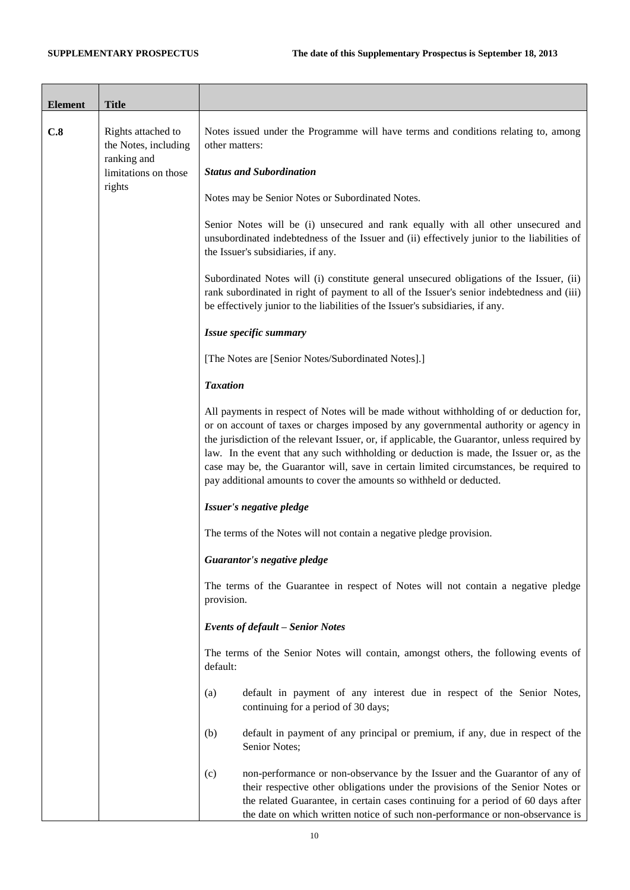| Element | Title | |
|---|---|---|
| C.8 | Rights attached to the Notes, including ranking and limitations on those rights | Notes issued under the Programme will have terms and conditions relating to, among other matters:<br><br>***Status and Subordination***<br><br>Notes may be Senior Notes or Subordinated Notes.<br><br>Senior Notes will be (i) unsecured and rank equally with all other unsecured and unsubordinated indebtedness of the Issuer and (ii) effectively junior to the liabilities of the Issuer's subsidiaries, if any.<br><br>Subordinated Notes will (i) constitute general unsecured obligations of the Issuer, (ii) rank subordinated in right of payment to all of the Issuer's senior indebtedness and (iii) be effectively junior to the liabilities of the Issuer's subsidiaries, if any.<br><br>***Issue specific summary***<br><br>[The Notes are [Senior Notes/Subordinated Notes].]<br><br>***Taxation***<br><br>All payments in respect of Notes will be made without withholding of or deduction for, or on account of taxes or charges imposed by any governmental authority or agency in the jurisdiction of the relevant Issuer, or, if applicable, the Guarantor, unless required by law. In the event that any such withholding or deduction is made, the Issuer or, as the case may be, the Guarantor will, save in certain limited circumstances, be required to pay additional amounts to cover the amounts so withheld or deducted.<br><br>***Issuer's negative pledge***<br><br>The terms of the Notes will not contain a negative pledge provision.<br><br>***Guarantor's negative pledge***<br><br>The terms of the Guarantee in respect of Notes will not contain a negative pledge provision.<br><br>***Events of default – Senior Notes***<br><br>The terms of the Senior Notes will contain, amongst others, the following events of default:<br><br>(a) default in payment of any interest due in respect of the Senior Notes, continuing for a period of 30 days;<br><br>(b) default in payment of any principal or premium, if any, due in respect of the Senior Notes;<br><br>(c) non-performance or non-observance by the Issuer and the Guarantor of any of their respective other obligations under the provisions of the Senior Notes or the related Guarantee, in certain cases continuing for a period of 60 days after the date on which written notice of such non-performance or non-observance is |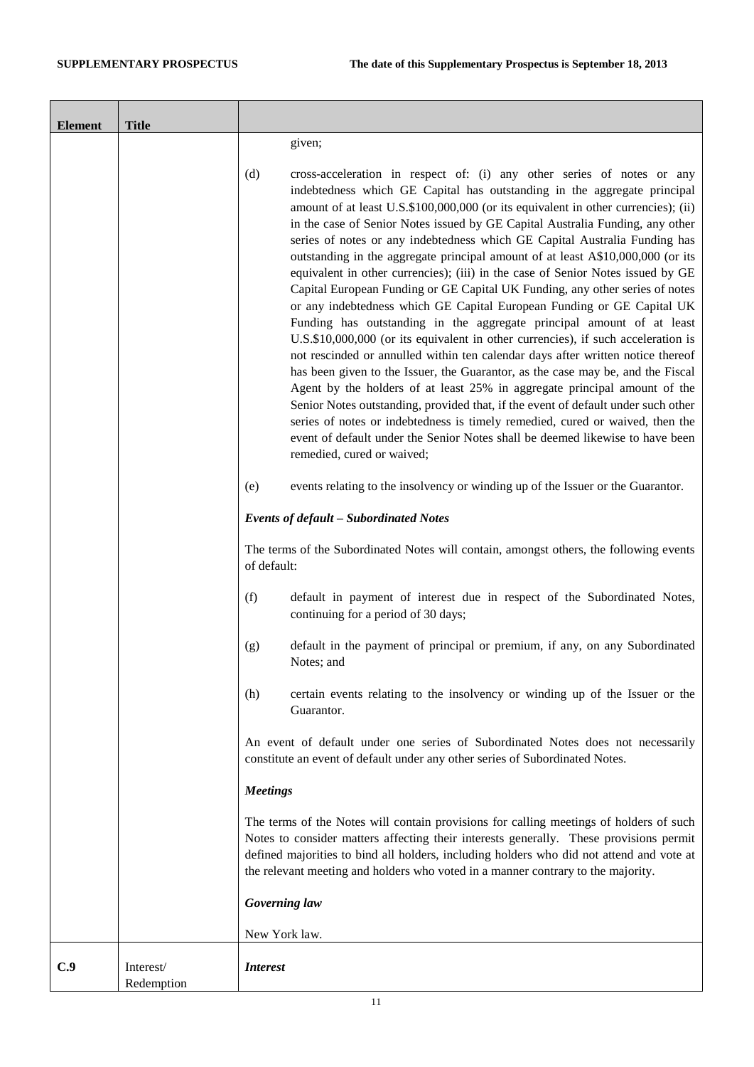| Element | Title | |
|---|---|---|
| | | given;<br><br>(d) cross-acceleration in respect of: (i) any other series of notes or any indebtedness which GE Capital has outstanding in the aggregate principal amount of at least U.S.$100,000,000 (or its equivalent in other currencies); (ii) in the case of Senior Notes issued by GE Capital Australia Funding, any other series of notes or any indebtedness which GE Capital Australia Funding has outstanding in the aggregate principal amount of at least A$10,000,000 (or its equivalent in other currencies); (iii) in the case of Senior Notes issued by GE Capital European Funding or GE Capital UK Funding, any other series of notes or any indebtedness which GE Capital European Funding or GE Capital UK Funding has outstanding in the aggregate principal amount of at least U.S.$10,000,000 (or its equivalent in other currencies), if such acceleration is not rescinded or annulled within ten calendar days after written notice thereof has been given to the Issuer, the Guarantor, as the case may be, and the Fiscal Agent by the holders of at least 25% in aggregate principal amount of the Senior Notes outstanding, provided that, if the event of default under such other series of notes or indebtedness is timely remedied, cured or waived, then the event of default under the Senior Notes shall be deemed likewise to have been remedied, cured or waived;<br><br>(e) events relating to the insolvency or winding up of the Issuer or the Guarantor.<br><br>***Events of default – Subordinated Notes***<br><br>The terms of the Subordinated Notes will contain, amongst others, the following events of default:<br><br>(f) default in payment of interest due in respect of the Subordinated Notes, continuing for a period of 30 days;<br><br>(g) default in the payment of principal or premium, if any, on any Subordinated Notes; and<br><br>(h) certain events relating to the insolvency or winding up of the Issuer or the Guarantor.<br><br>An event of default under one series of Subordinated Notes does not necessarily constitute an event of default under any other series of Subordinated Notes.<br><br>***Meetings***<br><br>The terms of the Notes will contain provisions for calling meetings of holders of such Notes to consider matters affecting their interests generally. These provisions permit defined majorities to bind all holders, including holders who did not attend and vote at the relevant meeting and holders who voted in a manner contrary to the majority.<br><br>***Governing law***<br><br>New York law. |
| **C.9** | Interest/ Redemption | ***Interest*** |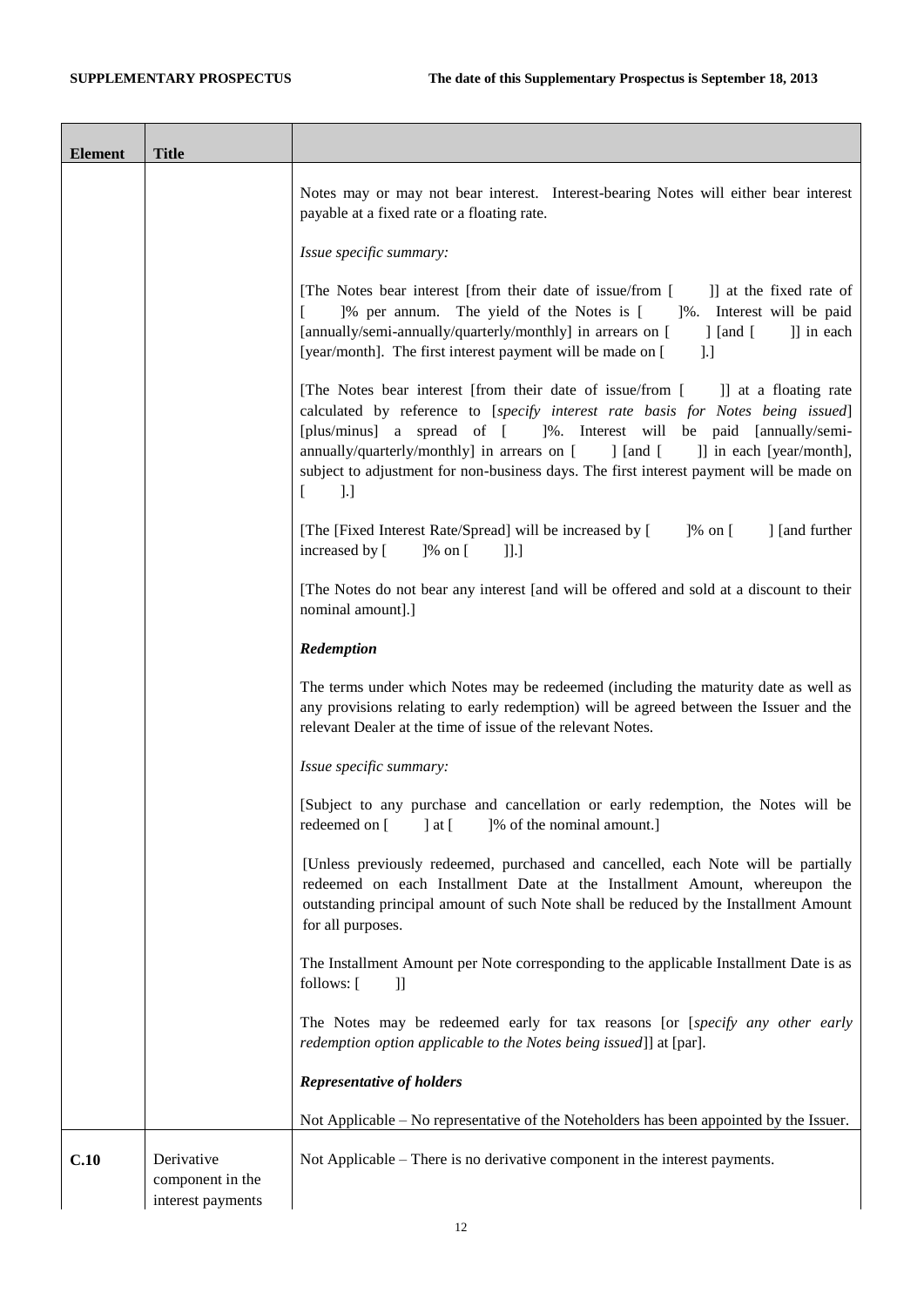| Element | Title | |
|---|---|---|
| | | Notes may or may not bear interest. Interest-bearing Notes will either bear interest payable at a fixed rate or a floating rate.<br><br>*Issue specific summary:*<br><br>[The Notes bear interest [from their date of issue/from [ ]] at the fixed rate of [ ]% per annum. The yield of the Notes is [ ]%. Interest will be paid [annually/semi-annually/quarterly/monthly] in arrears on [ ] [and [ ]] in each [year/month]. The first interest payment will be made on [ ].]<br><br>[The Notes bear interest [from their date of issue/from [ ]] at a floating rate calculated by reference to [*specify interest rate basis for Notes being issued*] [plus/minus] a spread of [ ]%. Interest will be paid [annually/semi-annually/quarterly/monthly] in arrears on [ ] [and [ ]] in each [year/month], subject to adjustment for non-business days. The first interest payment will be made on [ ].]<br><br>[The [Fixed Interest Rate/Spread] will be increased by [ ]% on [ ] [and further increased by [ ]% on [ ]].]<br><br>[The Notes do not bear any interest [and will be offered and sold at a discount to their nominal amount].]<br><br>***Redemption***<br><br>The terms under which Notes may be redeemed (including the maturity date as well as any provisions relating to early redemption) will be agreed between the Issuer and the relevant Dealer at the time of issue of the relevant Notes.<br><br>*Issue specific summary:*<br><br>[Subject to any purchase and cancellation or early redemption, the Notes will be redeemed on [ ] at [ ]% of the nominal amount.]<br><br>[Unless previously redeemed, purchased and cancelled, each Note will be partially redeemed on each Installment Date at the Installment Amount, whereupon the outstanding principal amount of such Note shall be reduced by the Installment Amount for all purposes.<br><br>The Installment Amount per Note corresponding to the applicable Installment Date is as follows: [ ]]<br><br>The Notes may be redeemed early for tax reasons [or [*specify any other early redemption option applicable to the Notes being issued*]] at [par].<br><br>***Representative of holders***<br><br>Not Applicable – No representative of the Noteholders has been appointed by the Issuer. |
| **C.10** | Derivative component in the interest payments | Not Applicable – There is no derivative component in the interest payments. |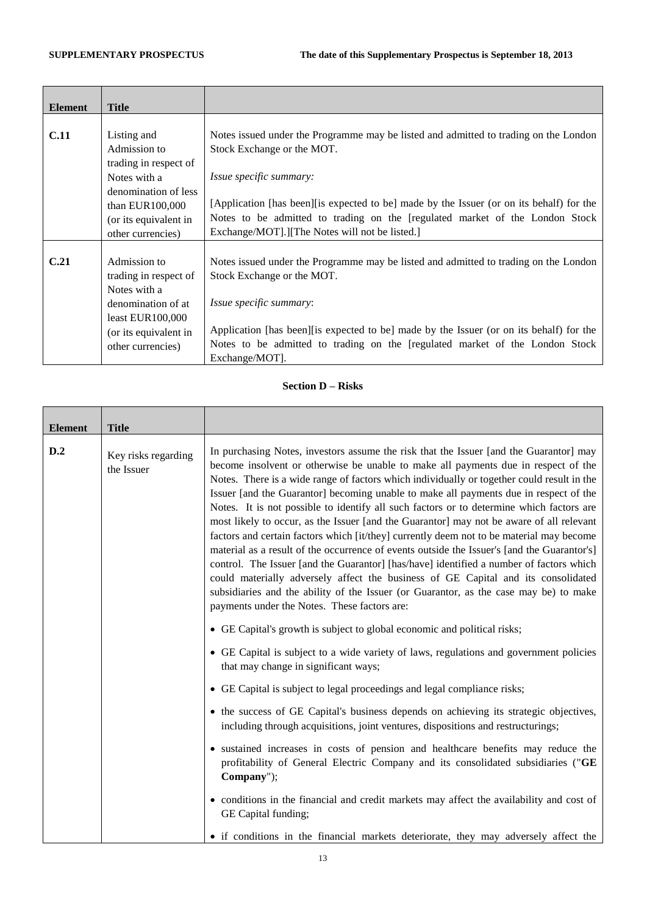| Element | Title | |
|---|---|---|
| **C.11** | Listing and Admission to trading in respect of Notes with a denomination of less than EUR100,000 (or its equivalent in other currencies) | Notes issued under the Programme may be listed and admitted to trading on the London Stock Exchange or the MOT.<br><br>*Issue specific summary:*<br><br>[Application [has been][is expected to be] made by the Issuer (or on its behalf) for the Notes to be admitted to trading on the [regulated market of the London Stock Exchange/MOT].][The Notes will not be listed.] |
| **C.21** | Admission to trading in respect of Notes with a denomination of at least EUR100,000 (or its equivalent in other currencies) | Notes issued under the Programme may be listed and admitted to trading on the London Stock Exchange or the MOT.<br><br>*Issue specific summary*:<br><br>Application [has been][is expected to be] made by the Issuer (or on its behalf) for the Notes to be admitted to trading on the [regulated market of the London Stock Exchange/MOT]. |

**Section D – Risks**

| Element | Title | |
|---|---|---|
| **D.2** | Key risks regarding the Issuer | In purchasing Notes, investors assume the risk that the Issuer [and the Guarantor] may become insolvent or otherwise be unable to make all payments due in respect of the Notes. There is a wide range of factors which individually or together could result in the Issuer [and the Guarantor] becoming unable to make all payments due in respect of the Notes. It is not possible to identify all such factors or to determine which factors are most likely to occur, as the Issuer [and the Guarantor] may not be aware of all relevant factors and certain factors which [it/they] currently deem not to be material may become material as a result of the occurrence of events outside the Issuer's [and the Guarantor's] control. The Issuer [and the Guarantor] [has/have] identified a number of factors which could materially adversely affect the business of GE Capital and its consolidated subsidiaries and the ability of the Issuer (or Guarantor, as the case may be) to make payments under the Notes. These factors are:<br><br>• GE Capital's growth is subject to global economic and political risks;<br><br>• GE Capital is subject to a wide variety of laws, regulations and government policies that may change in significant ways;<br><br>• GE Capital is subject to legal proceedings and legal compliance risks;<br><br>• the success of GE Capital's business depends on achieving its strategic objectives, including through acquisitions, joint ventures, dispositions and restructurings;<br><br>• sustained increases in costs of pension and healthcare benefits may reduce the profitability of General Electric Company and its consolidated subsidiaries ("**GE Company**");<br><br>• conditions in the financial and credit markets may affect the availability and cost of GE Capital funding;<br><br>• if conditions in the financial markets deteriorate, they may adversely affect the |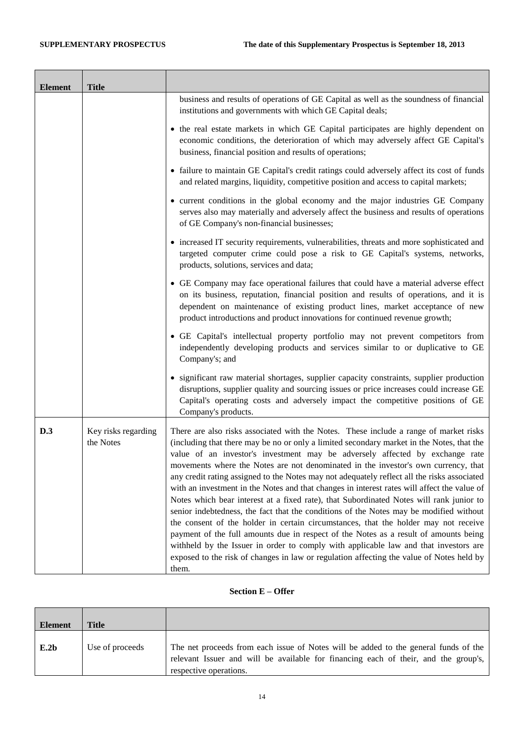| Element | Title | |
|---|---|---|
| | | business and results of operations of GE Capital as well as the soundness of financial institutions and governments with which GE Capital deals;<br><br>• the real estate markets in which GE Capital participates are highly dependent on economic conditions, the deterioration of which may adversely affect GE Capital's business, financial position and results of operations;<br><br>• failure to maintain GE Capital's credit ratings could adversely affect its cost of funds and related margins, liquidity, competitive position and access to capital markets;<br><br>• current conditions in the global economy and the major industries GE Company serves also may materially and adversely affect the business and results of operations of GE Company's non-financial businesses;<br><br>• increased IT security requirements, vulnerabilities, threats and more sophisticated and targeted computer crime could pose a risk to GE Capital's systems, networks, products, solutions, services and data;<br><br>• GE Company may face operational failures that could have a material adverse effect on its business, reputation, financial position and results of operations, and it is dependent on maintenance of existing product lines, market acceptance of new product introductions and product innovations for continued revenue growth;<br><br>• GE Capital's intellectual property portfolio may not prevent competitors from independently developing products and services similar to or duplicative to GE Company's; and<br><br>• significant raw material shortages, supplier capacity constraints, supplier production disruptions, supplier quality and sourcing issues or price increases could increase GE Capital's operating costs and adversely impact the competitive positions of GE Company's products. |
| **D.3** | Key risks regarding the Notes | There are also risks associated with the Notes. These include a range of market risks (including that there may be no or only a limited secondary market in the Notes, that the value of an investor's investment may be adversely affected by exchange rate movements where the Notes are not denominated in the investor's own currency, that any credit rating assigned to the Notes may not adequately reflect all the risks associated with an investment in the Notes and that changes in interest rates will affect the value of Notes which bear interest at a fixed rate), that Subordinated Notes will rank junior to senior indebtedness, the fact that the conditions of the Notes may be modified without the consent of the holder in certain circumstances, that the holder may not receive payment of the full amounts due in respect of the Notes as a result of amounts being withheld by the Issuer in order to comply with applicable law and that investors are exposed to the risk of changes in law or regulation affecting the value of Notes held by them. |

## Section E – Offer

| Element | Title | |
|---|---|---|
| **E.2b** | Use of proceeds | The net proceeds from each issue of Notes will be added to the general funds of the relevant Issuer and will be available for financing each of their, and the group's, respective operations. |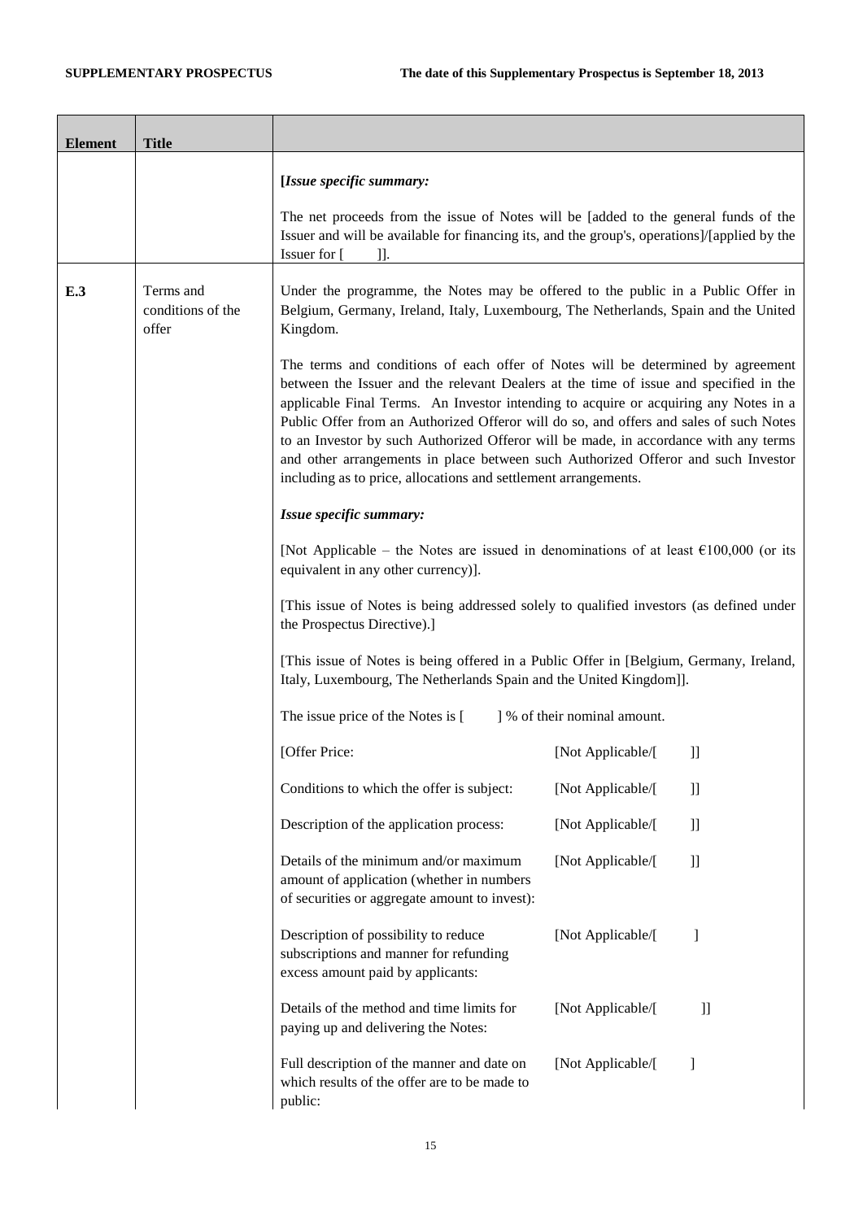| Element | Title | |
|---|---|---|
| | | **[*Issue specific summary:***<br><br>The net proceeds from the issue of Notes will be [added to the general funds of the Issuer and will be available for financing its, and the group's, operations]/[applied by the Issuer for [ ]]. |
| **E.3** | Terms and conditions of the offer | Under the programme, the Notes may be offered to the public in a Public Offer in Belgium, Germany, Ireland, Italy, Luxembourg, The Netherlands, Spain and the United Kingdom.<br><br>The terms and conditions of each offer of Notes will be determined by agreement between the Issuer and the relevant Dealers at the time of issue and specified in the applicable Final Terms. An Investor intending to acquire or acquiring any Notes in a Public Offer from an Authorized Offeror will do so, and offers and sales of such Notes to an Investor by such Authorized Offeror will be made, in accordance with any terms and other arrangements in place between such Authorized Offeror and such Investor including as to price, allocations and settlement arrangements.<br><br>***Issue specific summary:***<br><br>[Not Applicable – the Notes are issued in denominations of at least €100,000 (or its equivalent in any other currency)].<br><br>[This issue of Notes is being addressed solely to qualified investors (as defined under the Prospectus Directive).]<br><br>[This issue of Notes is being offered in a Public Offer in [Belgium, Germany, Ireland, Italy, Luxembourg, The Netherlands Spain and the United Kingdom]].<br><br>The issue price of the Notes is [ ] % of their nominal amount.<br><br>[Offer Price: [Not Applicable/[ ]]<br><br>Conditions to which the offer is subject: [Not Applicable/[ ]]<br><br>Description of the application process: [Not Applicable/[ ]]<br><br>Details of the minimum and/or maximum amount of application (whether in numbers of securities or aggregate amount to invest): [Not Applicable/[ ]]<br><br>Description of possibility to reduce subscriptions and manner for refunding excess amount paid by applicants: [Not Applicable/[ ]<br><br>Details of the method and time limits for paying up and delivering the Notes: [Not Applicable/[ ]]<br><br>Full description of the manner and date on which results of the offer are to be made to public: [Not Applicable/[ ] |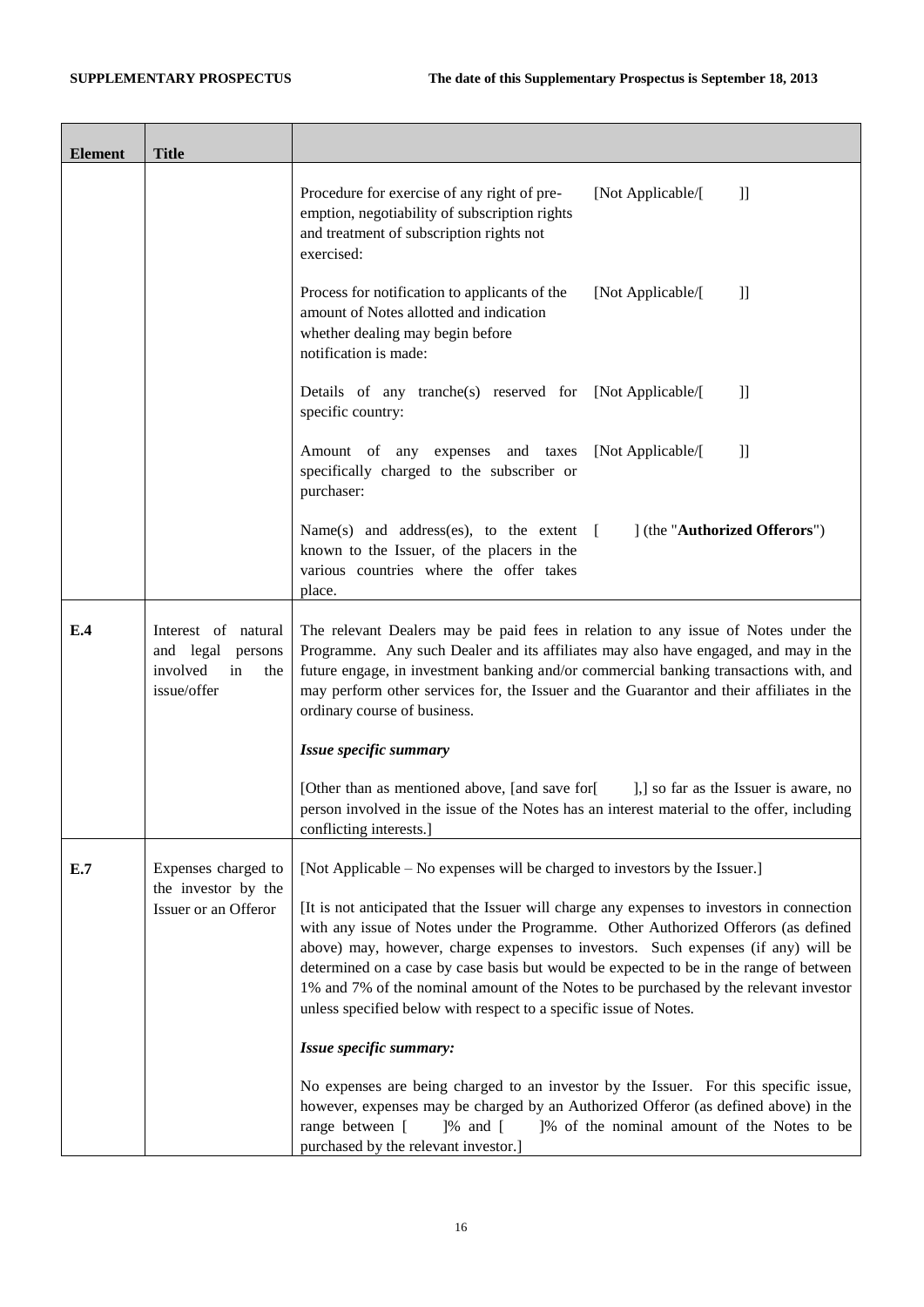| Element | Title | |
|---|---|---|
| | | Procedure for exercise of any right of pre-emption, negotiability of subscription rights and treatment of subscription rights not exercised: [Not Applicable/[ ]]<br><br>Process for notification to applicants of the amount of Notes allotted and indication whether dealing may begin before notification is made: [Not Applicable/[ ]]<br><br>Details of any tranche(s) reserved for specific country: [Not Applicable/[ ]]<br><br>Amount of any expenses and taxes specifically charged to the subscriber or purchaser: [Not Applicable/[ ]]<br><br>Name(s) and address(es), to the extent known to the Issuer, of the placers in the various countries where the offer takes place. [ ] (the "**Authorized Offerors**") |
| **E.4** | Interest of natural and legal persons involved in the issue/offer | The relevant Dealers may be paid fees in relation to any issue of Notes under the Programme. Any such Dealer and its affiliates may also have engaged, and may in the future engage, in investment banking and/or commercial banking transactions with, and may perform other services for, the Issuer and the Guarantor and their affiliates in the ordinary course of business.<br><br>***Issue specific summary***<br><br>[Other than as mentioned above, [and save for[ ],] so far as the Issuer is aware, no person involved in the issue of the Notes has an interest material to the offer, including conflicting interests.] |
| **E.7** | Expenses charged to the investor by the Issuer or an Offeror | [Not Applicable – No expenses will be charged to investors by the Issuer.]<br><br>[It is not anticipated that the Issuer will charge any expenses to investors in connection with any issue of Notes under the Programme. Other Authorized Offerors (as defined above) may, however, charge expenses to investors. Such expenses (if any) will be determined on a case by case basis but would be expected to be in the range of between 1% and 7% of the nominal amount of the Notes to be purchased by the relevant investor unless specified below with respect to a specific issue of Notes.<br><br>***Issue specific summary:***<br><br>No expenses are being charged to an investor by the Issuer. For this specific issue, however, expenses may be charged by an Authorized Offeror (as defined above) in the range between [ ]% and [ ]% of the nominal amount of the Notes to be purchased by the relevant investor.] |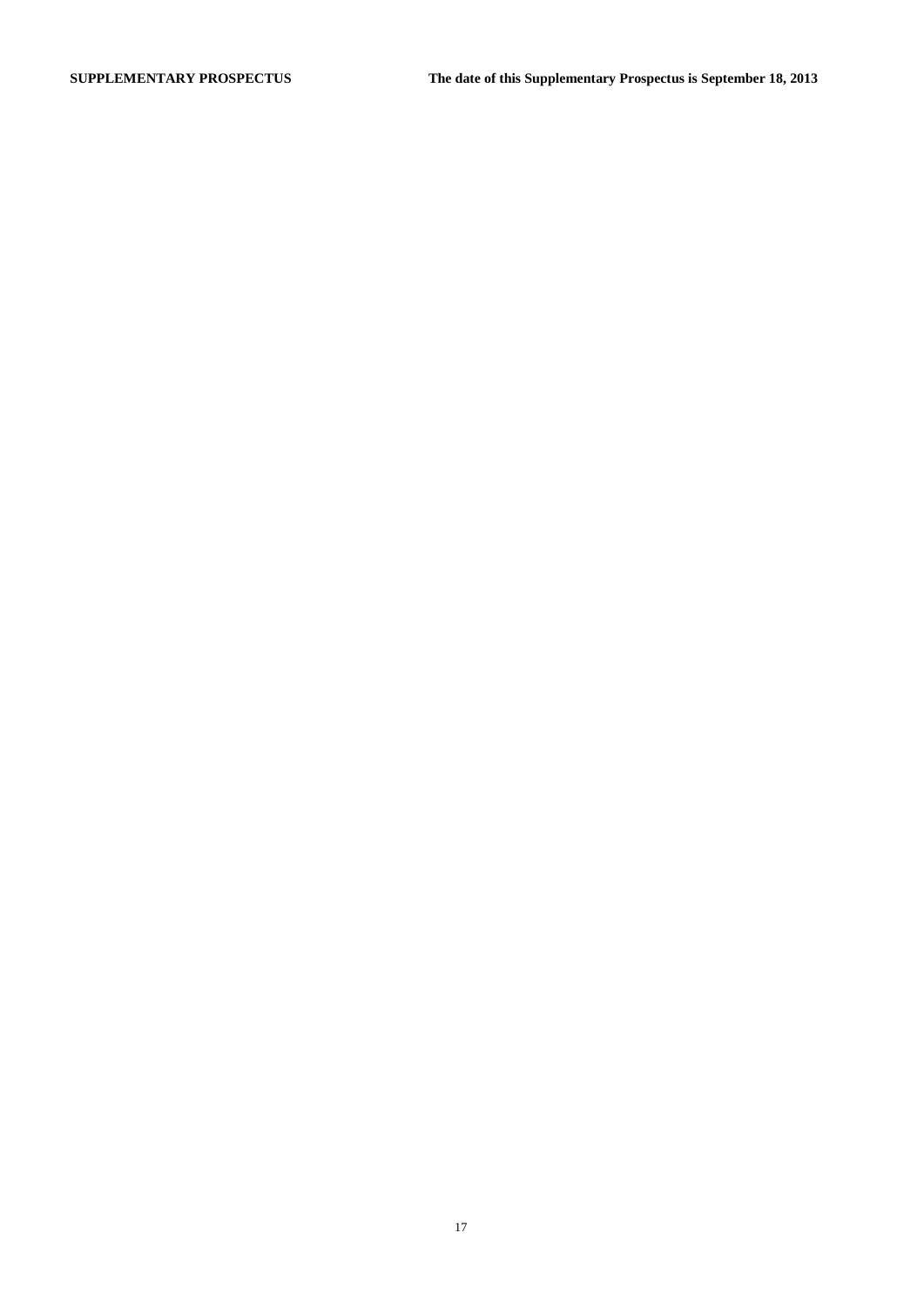**SUPPLEMENTARY PROSPECTUS**

**The date of this Supplementary Prospectus is September 18, 2013**